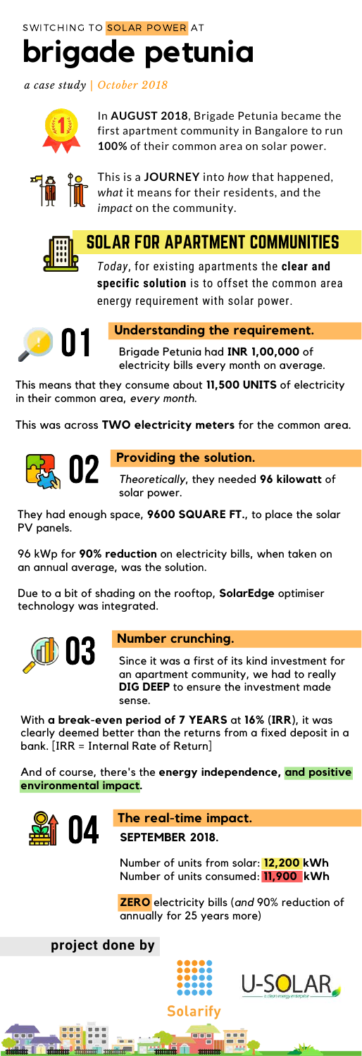SWITCHING TO SOLAR POWER AT

# brigade petunia

*a case study | October 2018*

In **AUGUST 2018**, Brigade Petunia became the first apartment community in Bangalore to run **100%** of their common area on solar power.

This is a **JOURNEY** into *how* that happened, *what* it means for their residents, and the *impact* on the community.

## SOLAR FOR APARTMENT COMMUNITIES

*Today*, for existing apartments the **clear and specific solution** is to offset the common area energy requirement with solar power.

### 01 Understanding the requirement.

Brigade Petunia had **INR 1,00,000** of electricity bills every month on average.

This means that they consume about **11,500 UNITS** of electricity in their common area, *every month*.

This was across **TWO electricity meters** for the common area.

### 02 Providing the solution.

*Theoretically*, they needed **96 kilowatt** of solar power.

They had enough space, **9600 SQUARE FT.**, to place the solar PV panels.

96 kWp for **90% reduction** on electricity bills, when taken on an annual average, was the solution.

Due to a bit of shading on the rooftop, **SolarEdge** optimiser technology was integrated.

### 03 Number crunching.

Since it was a first of its kind investment for an apartment community, we had to really **DIG DEEP** to ensure the investment made sense.

With **a break-even period of 7 YEARS** at **16% (IRR)**, it was clearly deemed better than the returns from a fixed deposit in a bank. [IRR = Internal Rate of Return]

And of course, there's the **energy independence, and positive environmental impact**.

### 04 The real-time impact.

**SEPTEMBER 2018.**

Number of units from solar: **12,200 kWh**
Number of units consumed: **11,900 kWh**

**ZERO** electricity bills (*and* 90% reduction of annually for 25 years more)

**project done by**

Solarify

U-SOLAR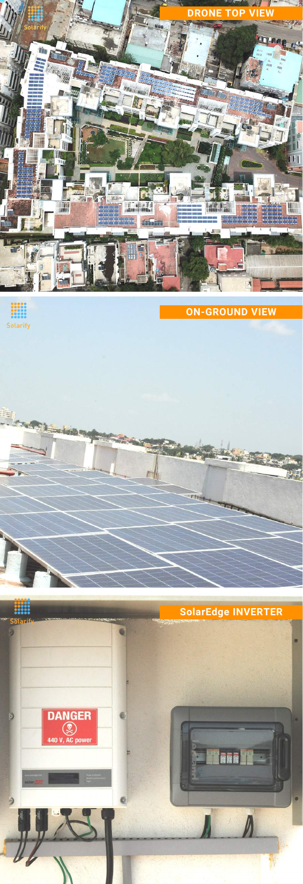## DRONE TOP VIEW

## ON-GROUND VIEW

## SolarEdge INVERTER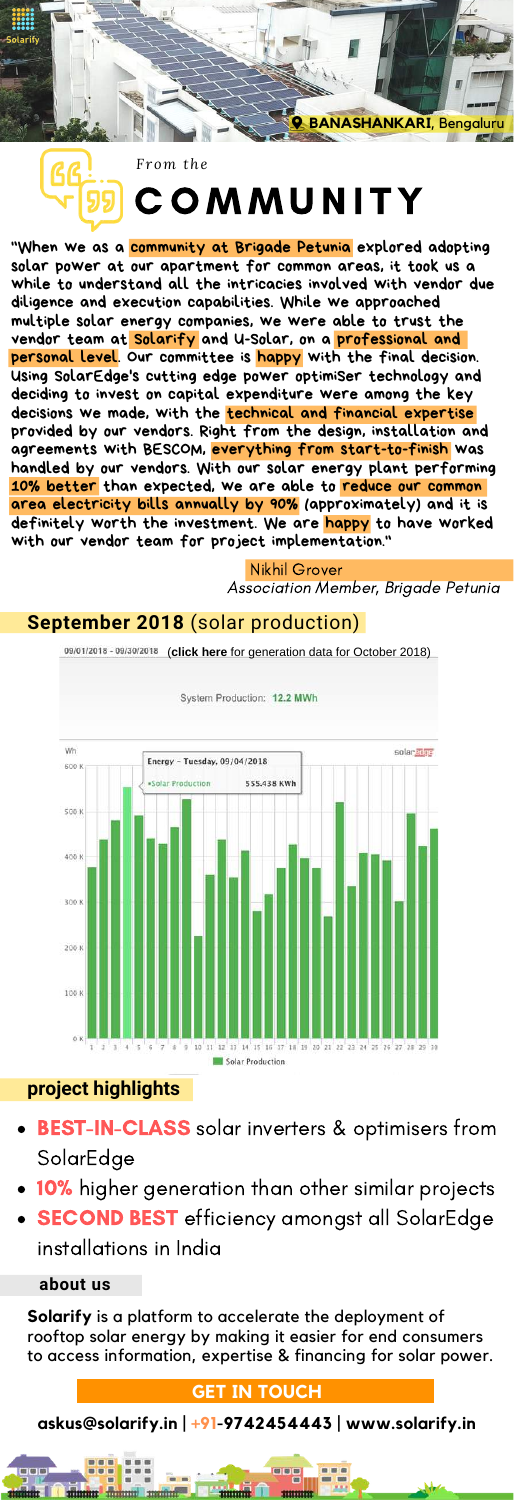Solarify

BANASHANKARI, Bengaluru

*From the*

# COMMUNITY

"When we as a community at Brigade Petunia explored adopting solar power at our apartment for common areas, it took us a while to understand all the intricacies involved with vendor due diligence and execution capabilities. While we approached multiple solar energy companies, we were able to trust the vendor team at Solarify and U-Solar, on a professional and personal level. Our committee is happy with the final decision. Using SolarEdge's cutting edge power optimiser technology and deciding to invest on capital expenditure were among the key decisions we made, with the technical and financial expertise provided by our vendors. Right from the design, installation and agreements with BESCOM, everything from start-to-finish was handled by our vendors. With our solar energy plant performing 10% better than expected, we are able to reduce our common area electricity bills annually by 90% (approximately) and it is definitely worth the investment. We are happy to have worked with our vendor team for project implementation."

Nikhil Grover
*Association Member, Brigade Petunia*

## September 2018 (solar production)

09/01/2018 - 09/30/2018 (**click here** for generation data for October 2018)

System Production: **12.2 MWh**

Wh

600 K
500 K
400 K
300 K
200 K
100 K
0 K

Energy - Tuesday, 09/04/2018
Solar Production 555.438 KWh

solaredge

1 2 3 4 5 6 7 8 9 10 11 12 13 14 15 16 17 18 19 20 21 22 23 24 25 26 27 28 29 30

Solar Production

## project highlights

- **BEST-IN-CLASS** solar inverters & optimisers from SolarEdge
- **10%** higher generation than other similar projects
- **SECOND BEST** efficiency amongst all SolarEdge installations in India

## about us

**Solarify** is a platform to accelerate the deployment of rooftop solar energy by making it easier for end consumers to access information, expertise & financing for solar power.

## GET IN TOUCH

**askus@solarify.in | +91-9742454443 | www.solarify.in**